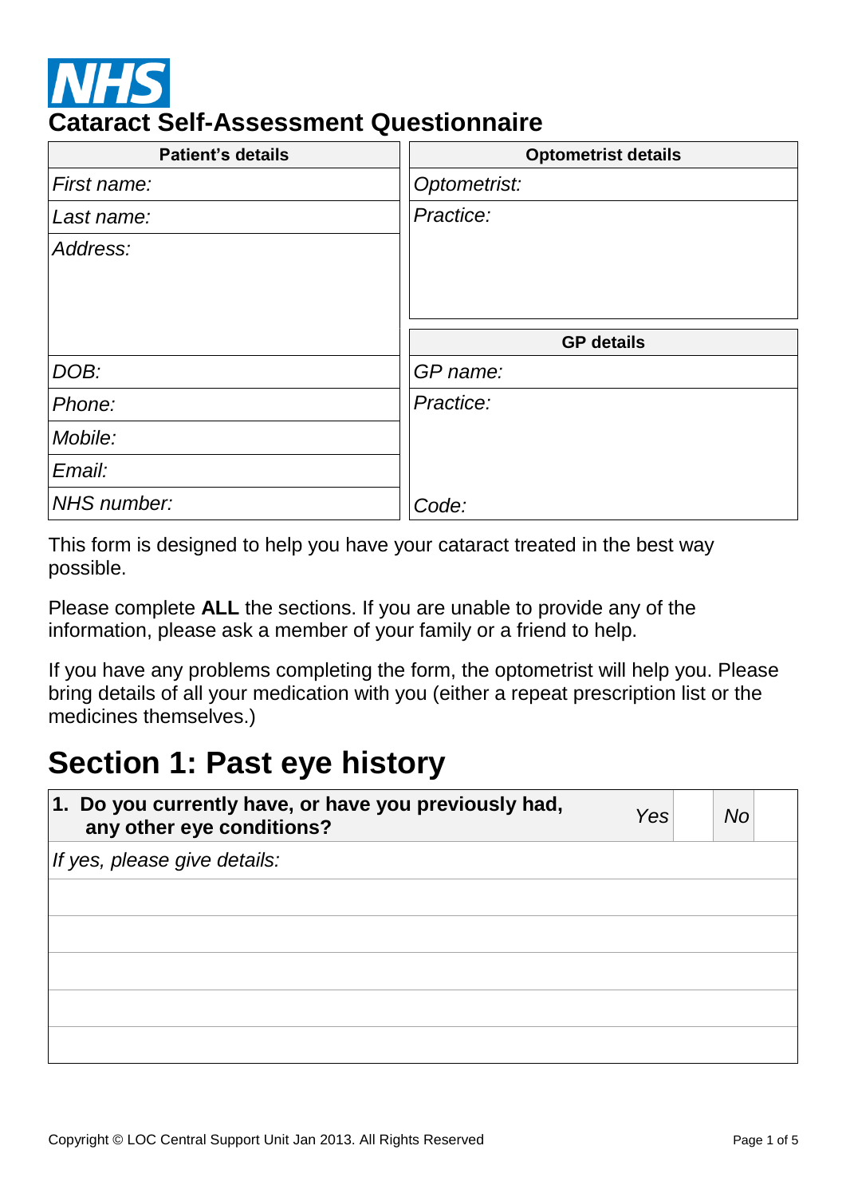NHS

# Cataract Self-Assessment Questionnaire

| Patient's details | |
|---|---|
| *First name:* | |
| *Last name:* | |
| *Address:* | |
| *DOB:* | |
| *Phone:* | |
| *Mobile:* | |
| *Email:* | |
| *NHS number:* | |

| Optometrist details | |
|---|---|
| *Optometrist:* | |
| *Practice:* | |

| GP details | |
|---|---|
| *GP name:* | |
| *Practice:* | |
| *Code:* | |

This form is designed to help you have your cataract treated in the best way possible.

Please complete **ALL** the sections. If you are unable to provide any of the information, please ask a member of your family or a friend to help.

If you have any problems completing the form, the optometrist will help you. Please bring details of all your medication with you (either a repeat prescription list or the medicines themselves.)

# Section 1: Past eye history

| **1. Do you currently have, or have you previously had, any other eye conditions?** | *Yes* | | *No* | |
|---|---|---|---|---|
| *If yes, please give details:* | | | | |
| | | | | |
| | | | | |
| | | | | |
| | | | | |
| | | | | |

Copyright © LOC Central Support Unit Jan 2013. All Rights Reserved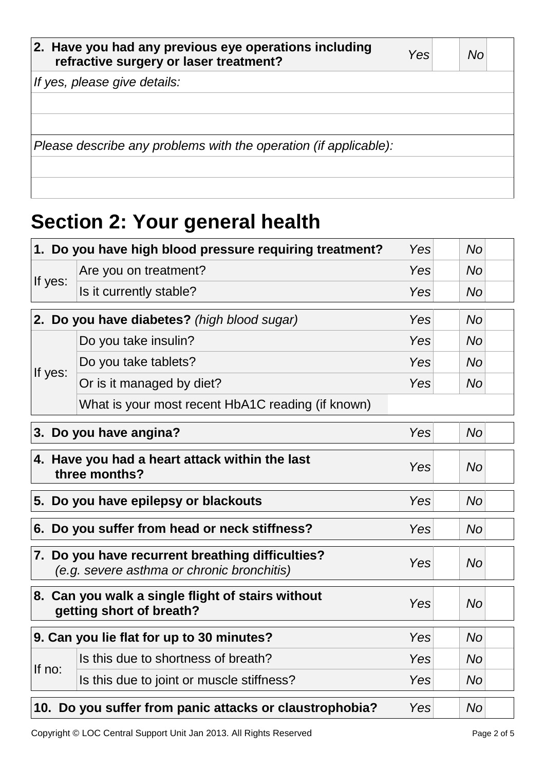| **2. Have you had any previous eye operations including refractive surgery or laser treatment?** | *Yes* | | *No* | |
|---|---|---|---|---|
| *If yes, please give details:* | | | | |
| | | | | |
| | | | | |
| *Please describe any problems with the operation (if applicable):* | | | | |
| | | | | |
| | | | | |

## Section 2: Your general health

| **1. Do you have high blood pressure requiring treatment?** | | *Yes* | | *No* | |
|---|---|---|---|---|---|
| If yes: | Are you on treatment? | *Yes* | | *No* | |
| | Is it currently stable? | *Yes* | | *No* | |

| **2. Do you have diabetes?** *(high blood sugar)* | | *Yes* | | *No* | |
|---|---|---|---|---|---|
| If yes: | Do you take insulin? | *Yes* | | *No* | |
| | Do you take tablets? | *Yes* | | *No* | |
| | Or is it managed by diet? | *Yes* | | *No* | |
| | What is your most recent HbA1C reading (if known) | | | | |

| **3. Do you have angina?** | *Yes* | | *No* | |
|---|---|---|---|---|

| **4. Have you had a heart attack within the last three months?** | *Yes* | | *No* | |
|---|---|---|---|---|

| **5. Do you have epilepsy or blackouts** | *Yes* | | *No* | |
|---|---|---|---|---|

| **6. Do you suffer from head or neck stiffness?** | *Yes* | | *No* | |
|---|---|---|---|---|

| **7. Do you have recurrent breathing difficulties?** *(e.g. severe asthma or chronic bronchitis)* | *Yes* | | *No* | |
|---|---|---|---|---|

| **8. Can you walk a single flight of stairs without getting short of breath?** | *Yes* | | *No* | |
|---|---|---|---|---|

| **9. Can you lie flat for up to 30 minutes?** | | *Yes* | | *No* | |
|---|---|---|---|---|---|
| If no: | Is this due to shortness of breath? | *Yes* | | *No* | |
| | Is this due to joint or muscle stiffness? | *Yes* | | *No* | |

| **10. Do you suffer from panic attacks or claustrophobia?** | *Yes* | | *No* | |
|---|---|---|---|---|

Copyright © LOC Central Support Unit Jan 2013. All Rights Reserved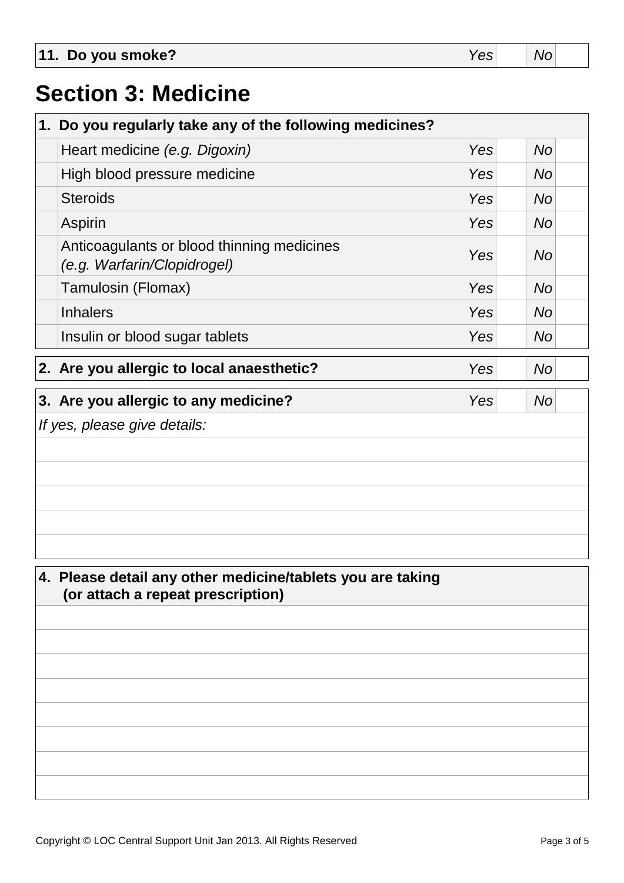| 11. Do you smoke? | *Yes* | | *No* | |
|---|---|---|---|---|

# Section 3: Medicine

| 1. Do you regularly take any of the following medicines? | | | | |
|---|---|---|---|---|
| Heart medicine *(e.g. Digoxin)* | *Yes* | | *No* | |
| High blood pressure medicine | *Yes* | | *No* | |
| Steroids | *Yes* | | *No* | |
| Aspirin | *Yes* | | *No* | |
| Anticoagulants or blood thinning medicines *(e.g. Warfarin/Clopidrogel)* | *Yes* | | *No* | |
| Tamulosin (Flomax) | *Yes* | | *No* | |
| Inhalers | *Yes* | | *No* | |
| Insulin or blood sugar tablets | *Yes* | | *No* | |

| 2. Are you allergic to local anaesthetic? | *Yes* | | *No* | |
|---|---|---|---|---|

| 3. Are you allergic to any medicine? | *Yes* | | *No* | |
|---|---|---|---|---|

*If yes, please give details:*

**4. Please detail any other medicine/tablets you are taking (or attach a repeat prescription)**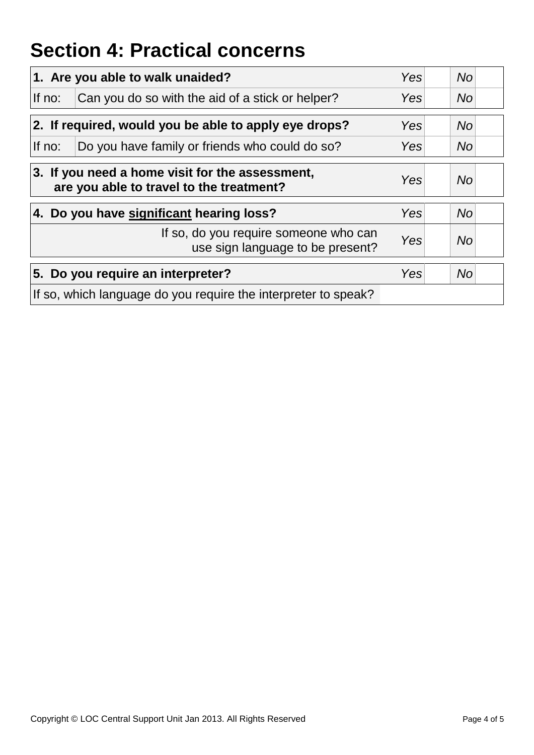# Section 4: Practical concerns

| **1. Are you able to walk unaided?** | | *Yes* | | *No* | |
|---|---|---|---|---|---|
| If no: | Can you do so with the aid of a stick or helper? | *Yes* | | *No* | |

| **2. If required, would you be able to apply eye drops?** | | *Yes* | | *No* | |
|---|---|---|---|---|---|
| If no: | Do you have family or friends who could do so? | *Yes* | | *No* | |

| **3. If you need a home visit for the assessment, are you able to travel to the treatment?** | *Yes* | | *No* | |
|---|---|---|---|---|

| **4. Do you have <u>significant</u> hearing loss?** | *Yes* | | *No* | |
|---|---|---|---|---|
| If so, do you require someone who can use sign language to be present? | *Yes* | | *No* | |

| **5. Do you require an interpreter?** | *Yes* | | *No* | |
|---|---|---|---|---|
| If so, which language do you require the interpreter to speak? | | | | |

Copyright © LOC Central Support Unit Jan 2013. All Rights Reserved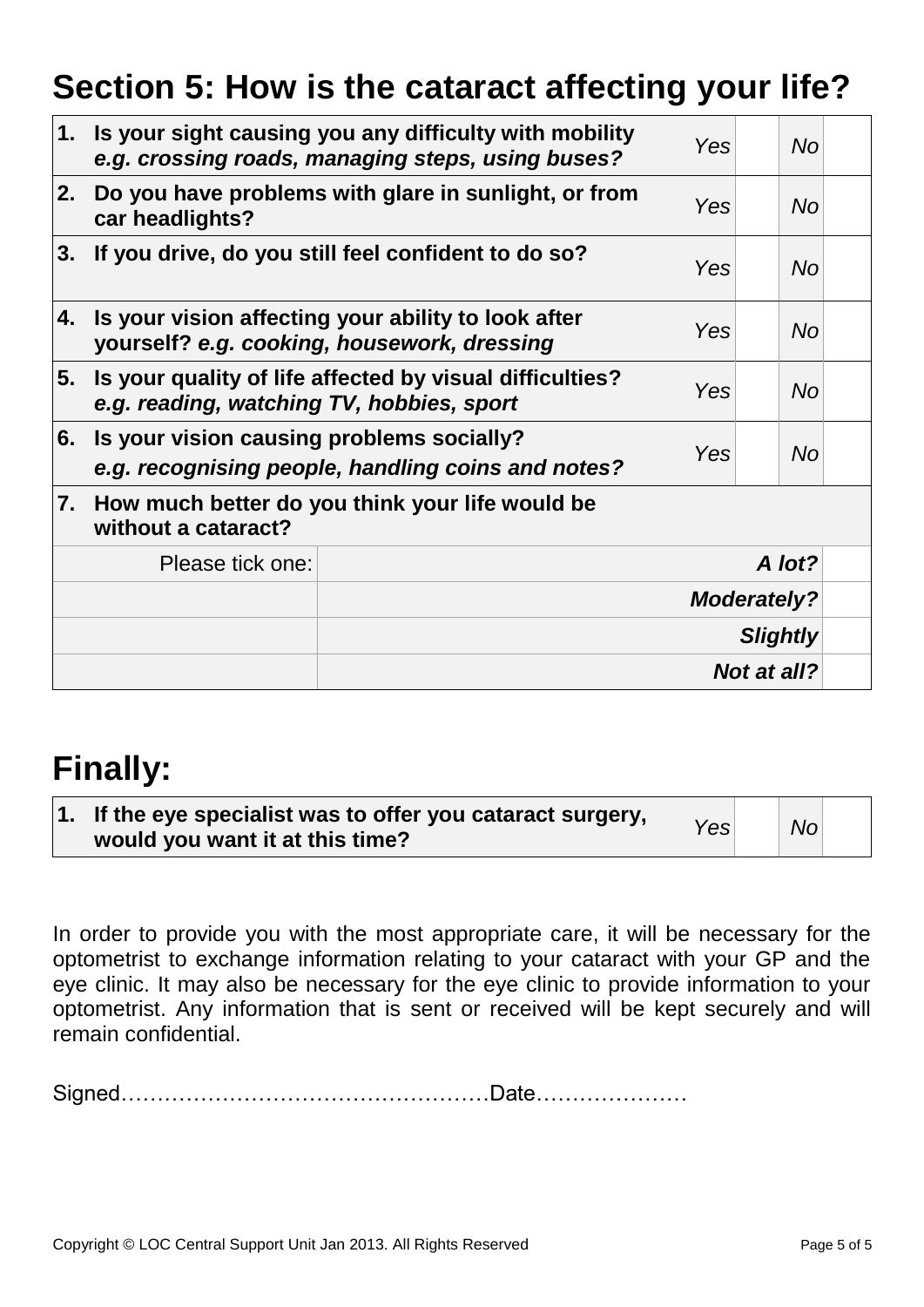# Section 5: How is the cataract affecting your life?

| | | | | | |
|---|---|---|---|---|---|
| **1.** | **Is your sight causing you any difficulty with mobility** ***e.g. crossing roads, managing steps, using buses?*** | *Yes* | | *No* | |
| **2.** | **Do you have problems with glare in sunlight, or from car headlights?** | *Yes* | | *No* | |
| **3.** | **If you drive, do you still feel confident to do so?** | *Yes* | | *No* | |
| **4.** | **Is your vision affecting your ability to look after yourself?** ***e.g. cooking, housework, dressing*** | *Yes* | | *No* | |
| **5.** | **Is your quality of life affected by visual difficulties?** ***e.g. reading, watching TV, hobbies, sport*** | *Yes* | | *No* | |
| **6.** | **Is your vision causing problems socially?** ***e.g. recognising people, handling coins and notes?*** | *Yes* | | *No* | |
| **7.** | **How much better do you think your life would be without a cataract?** | | | | |

| | | |
|---|---|---|
| Please tick one: | ***A lot?*** | |
| | ***Moderately?*** | |
| | ***Slightly*** | |
| | ***Not at all?*** | |

# Finally:

| | | | | | |
|---|---|---|---|---|---|
| **1.** | **If the eye specialist was to offer you cataract surgery, would you want it at this time?** | *Yes* | | *No* | |

In order to provide you with the most appropriate care, it will be necessary for the optometrist to exchange information relating to your cataract with your GP and the eye clinic. It may also be necessary for the eye clinic to provide information to your optometrist. Any information that is sent or received will be kept securely and will remain confidential.

Signed……………………………………………Date…………………

Copyright © LOC Central Support Unit Jan 2013. All Rights Reserved